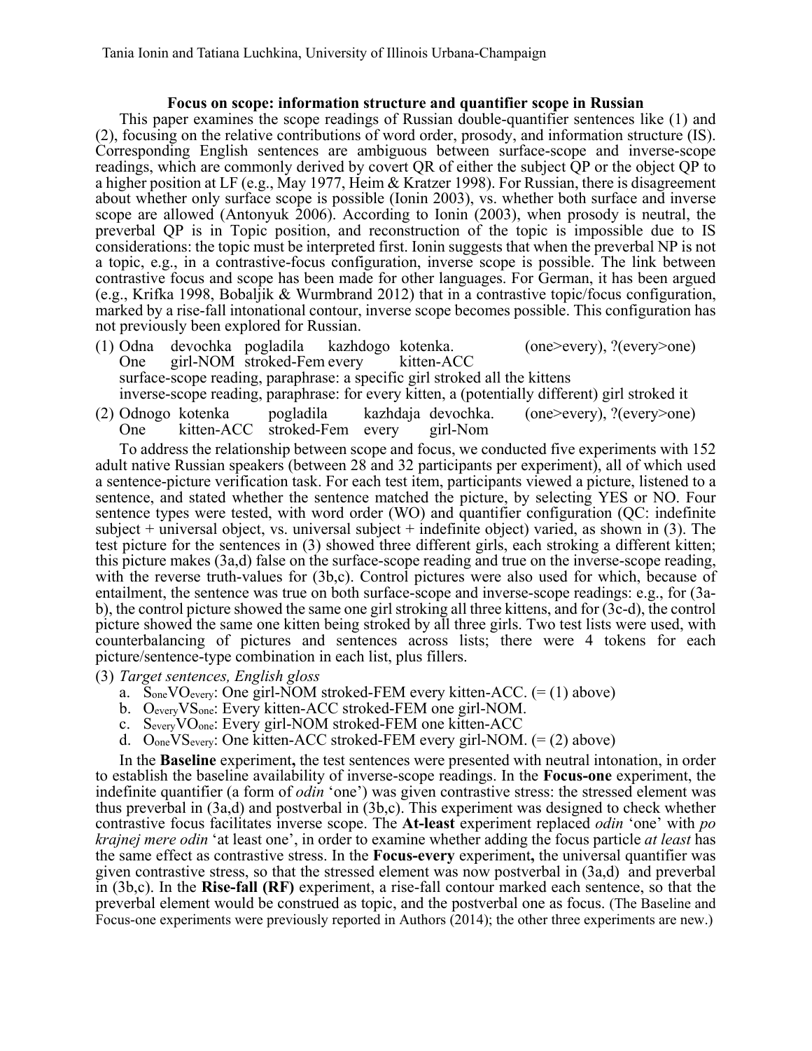Tania Ionin and Tatiana Luchkina, University of Illinois Urbana-Champaign

**Focus on scope: information structure and quantifier scope in Russian**

This paper examines the scope readings of Russian double-quantifier sentences like (1) and (2), focusing on the relative contributions of word order, prosody, and information structure (IS). Corresponding English sentences are ambiguous between surface-scope and inverse-scope readings, which are commonly derived by covert QR of either the subject QP or the object QP to a higher position at LF (e.g., May 1977, Heim & Kratzer 1998). For Russian, there is disagreement about whether only surface scope is possible (Ionin 2003), vs. whether both surface and inverse scope are allowed (Antonyuk 2006). According to Ionin (2003), when prosody is neutral, the preverbal QP is in Topic position, and reconstruction of the topic is impossible due to IS considerations: the topic must be interpreted first. Ionin suggests that when the preverbal NP is not a topic, e.g., in a contrastive-focus configuration, inverse scope is possible. The link between contrastive focus and scope has been made for other languages. For German, it has been argued (e.g., Krifka 1998, Bobaljik & Wurmbrand 2012) that in a contrastive topic/focus configuration, marked by a rise-fall intonational contour, inverse scope becomes possible. This configuration has not previously been explored for Russian.

(1) Odna devochka pogladila kazhdogo kotenka. (one>every), ?(every>one)
One girl-NOM stroked-Fem every kitten-ACC
surface-scope reading, paraphrase: a specific girl stroked all the kittens
inverse-scope reading, paraphrase: for every kitten, a (potentially different) girl stroked it

(2) Odnogo kotenka pogladila kazhdaja devochka. (one>every), ?(every>one)
One kitten-ACC stroked-Fem every girl-Nom

To address the relationship between scope and focus, we conducted five experiments with 152 adult native Russian speakers (between 28 and 32 participants per experiment), all of which used a sentence-picture verification task. For each test item, participants viewed a picture, listened to a sentence, and stated whether the sentence matched the picture, by selecting YES or NO. Four sentence types were tested, with word order (WO) and quantifier configuration (QC: indefinite subject + universal object, vs. universal subject + indefinite object) varied, as shown in (3). The test picture for the sentences in (3) showed three different girls, each stroking a different kitten; this picture makes (3a,d) false on the surface-scope reading and true on the inverse-scope reading, with the reverse truth-values for (3b,c). Control pictures were also used for which, because of entailment, the sentence was true on both surface-scope and inverse-scope readings: e.g., for (3a-b), the control picture showed the same one girl stroking all three kittens, and for (3c-d), the control picture showed the same one kitten being stroked by all three girls. Two test lists were used, with counterbalancing of pictures and sentences across lists; there were 4 tokens for each picture/sentence-type combination in each list, plus fillers.

(3) *Target sentences, English gloss*
a. $S_{one}VO_{every}$: One girl-NOM stroked-FEM every kitten-ACC. (= (1) above)
b. $O_{every}VS_{one}$: Every kitten-ACC stroked-FEM one girl-NOM.
c. $S_{every}VO_{one}$: Every girl-NOM stroked-FEM one kitten-ACC
d. $O_{one}VS_{every}$: One kitten-ACC stroked-FEM every girl-NOM. (= (2) above)

In the **Baseline** experiment**,** the test sentences were presented with neutral intonation, in order to establish the baseline availability of inverse-scope readings. In the **Focus-one** experiment, the indefinite quantifier (a form of *odin* 'one') was given contrastive stress: the stressed element was thus preverbal in (3a,d) and postverbal in (3b,c). This experiment was designed to check whether contrastive focus facilitates inverse scope. The **At-least** experiment replaced *odin* 'one' with *po krajnej mere odin* 'at least one', in order to examine whether adding the focus particle *at least* has the same effect as contrastive stress. In the **Focus-every** experiment**,** the universal quantifier was given contrastive stress, so that the stressed element was now postverbal in (3a,d) and preverbal in (3b,c). In the **Rise-fall (RF)** experiment, a rise-fall contour marked each sentence, so that the preverbal element would be construed as topic, and the postverbal one as focus. (The Baseline and Focus-one experiments were previously reported in Authors (2014); the other three experiments are new.)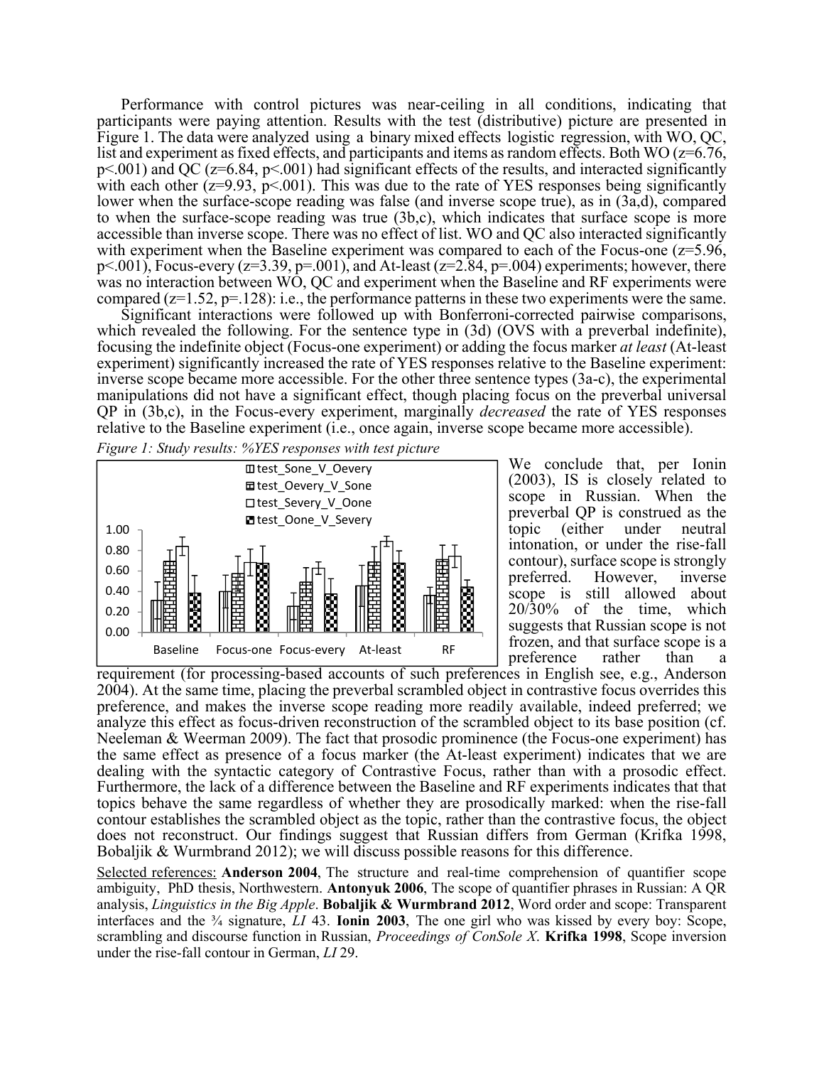Performance with control pictures was near-ceiling in all conditions, indicating that participants were paying attention. Results with the test (distributive) picture are presented in Figure 1. The data were analyzed using a binary mixed effects logistic regression, with WO, QC, list and experiment as fixed effects, and participants and items as random effects. Both WO ($z=6.76$, $p<.001$) and QC ($z=6.84$, $p<.001$) had significant effects of the results, and interacted significantly with each other ($z=9.93$, $p<.001$). This was due to the rate of YES responses being significantly lower when the surface-scope reading was false (and inverse scope true), as in (3a,d), compared to when the surface-scope reading was true (3b,c), which indicates that surface scope is more accessible than inverse scope. There was no effect of list. WO and QC also interacted significantly with experiment when the Baseline experiment was compared to each of the Focus-one ($z=5.96$, $p<.001$), Focus-every ($z=3.39$, $p=.001$), and At-least ($z=2.84$, $p=.004$) experiments; however, there was no interaction between WO, QC and experiment when the Baseline and RF experiments were compared ($z=1.52$, $p=.128$): i.e., the performance patterns in these two experiments were the same.

Significant interactions were followed up with Bonferroni-corrected pairwise comparisons, which revealed the following. For the sentence type in (3d) (OVS with a preverbal indefinite), focusing the indefinite object (Focus-one experiment) or adding the focus marker *at least* (At-least experiment) significantly increased the rate of YES responses relative to the Baseline experiment: inverse scope became more accessible. For the other three sentence types (3a-c), the experimental manipulations did not have a significant effect, though placing focus on the preverbal universal QP in (3b,c), in the Focus-every experiment, marginally *decreased* the rate of YES responses relative to the Baseline experiment (i.e., once again, inverse scope became more accessible).

*Figure 1: Study results: %YES responses with test picture*

test_Sone_V_Oevery
test_Oevery_V_Sone
test_Severy_V_Oone
test_Oone_V_Severy

1.00
0.80
0.60
0.40
0.20
0.00

Baseline Focus-one Focus-every At-least RF

We conclude that, per Ionin (2003), IS is closely related to scope in Russian. When the preverbal QP is construed as the topic (either under neutral intonation, or under the rise-fall contour), surface scope is strongly preferred. However, inverse scope is still allowed about 20/30% of the time, which suggests that Russian scope is not frozen, and that surface scope is a preference rather than a requirement (for processing-based accounts of such preferences in English see, e.g., Anderson 2004). At the same time, placing the preverbal scrambled object in contrastive focus overrides this preference, and makes the inverse scope reading more readily available, indeed preferred; we analyze this effect as focus-driven reconstruction of the scrambled object to its base position (cf. Neeleman & Weerman 2009). The fact that prosodic prominence (the Focus-one experiment) has the same effect as presence of a focus marker (the At-least experiment) indicates that we are dealing with the syntactic category of Contrastive Focus, rather than with a prosodic effect. Furthermore, the lack of a difference between the Baseline and RF experiments indicates that that topics behave the same regardless of whether they are prosodically marked: when the rise-fall contour establishes the scrambled object as the topic, rather than the contrastive focus, the object does not reconstruct. Our findings suggest that Russian differs from German (Krifka 1998, Bobaljik & Wurmbrand 2012); we will discuss possible reasons for this difference.

Selected references: **Anderson 2004**, The structure and real-time comprehension of quantifier scope ambiguity, PhD thesis, Northwestern. **Antonyuk 2006**, The scope of quantifier phrases in Russian: A QR analysis, *Linguistics in the Big Apple*. **Bobaljik & Wurmbrand 2012**, Word order and scope: Transparent interfaces and the ¾ signature, *LI* 43. **Ionin 2003**, The one girl who was kissed by every boy: Scope, scrambling and discourse function in Russian, *Proceedings of ConSole X*. **Krifka 1998**, Scope inversion under the rise-fall contour in German, *LI* 29.